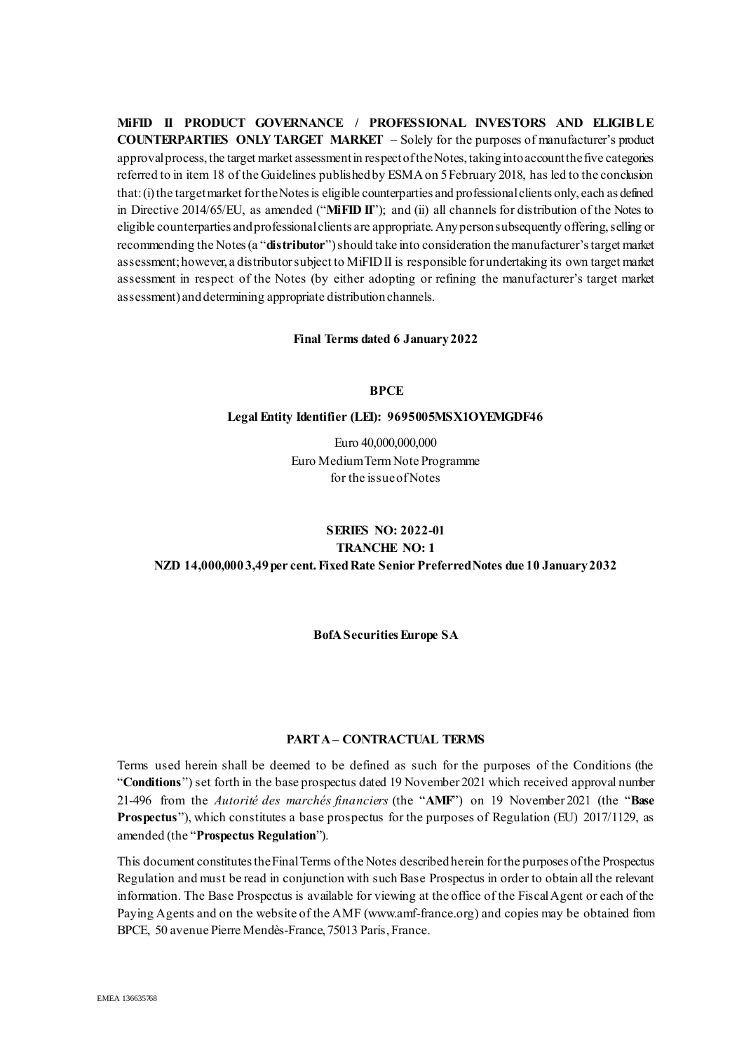**MiFID II PRODUCT GOVERNANCE / PROFESSIONAL INVESTORS AND ELIGIBLE COUNTERPARTIES ONLY TARGET MARKET** – Solely for the purposes of manufacturer's product approval process, the target market assessment in respect of the Notes, taking into account the five categories referred to in item 18 of the Guidelines published by ESMA on 5 February 2018, has led to the conclusion that: (i) the target market for the Notes is eligible counterparties and professional clients only, each as defined in Directive 2014/65/EU, as amended ("**MiFID II**"); and (ii) all channels for distribution of the Notes to eligible counterparties and professional clients are appropriate. Any person subsequently offering, selling or recommending the Notes (a "**distributor**") should take into consideration the manufacturer's target market assessment; however, a distributor subject to MiFID II is responsible for undertaking its own target market assessment in respect of the Notes (by either adopting or refining the manufacturer's target market assessment) and determining appropriate distribution channels.

**Final Terms dated 6 January 2022**

**BPCE**

**Legal Entity Identifier (LEI): 9695005MSX1OYEMGDF46**

Euro 40,000,000,000
Euro Medium Term Note Programme
for the issue of Notes

**SERIES NO: 2022-01**
**TRANCHE NO: 1**
**NZD 14,000,000 3,49 per cent. Fixed Rate Senior Preferred Notes due 10 January 2032**

**BofA Securities Europe SA**

## PART A – CONTRACTUAL TERMS

Terms used herein shall be deemed to be defined as such for the purposes of the Conditions (the "**Conditions**") set forth in the base prospectus dated 19 November 2021 which received approval number 21-496 from the *Autorité des marchés financiers* (the "**AMF**") on 19 November 2021 (the "**Base Prospectus**"), which constitutes a base prospectus for the purposes of Regulation (EU) 2017/1129, as amended (the "**Prospectus Regulation**").

This document constitutes the Final Terms of the Notes described herein for the purposes of the Prospectus Regulation and must be read in conjunction with such Base Prospectus in order to obtain all the relevant information. The Base Prospectus is available for viewing at the office of the Fiscal Agent or each of the Paying Agents and on the website of the AMF (www.amf-france.org) and copies may be obtained from BPCE, 50 avenue Pierre Mendès-France, 75013 Paris, France.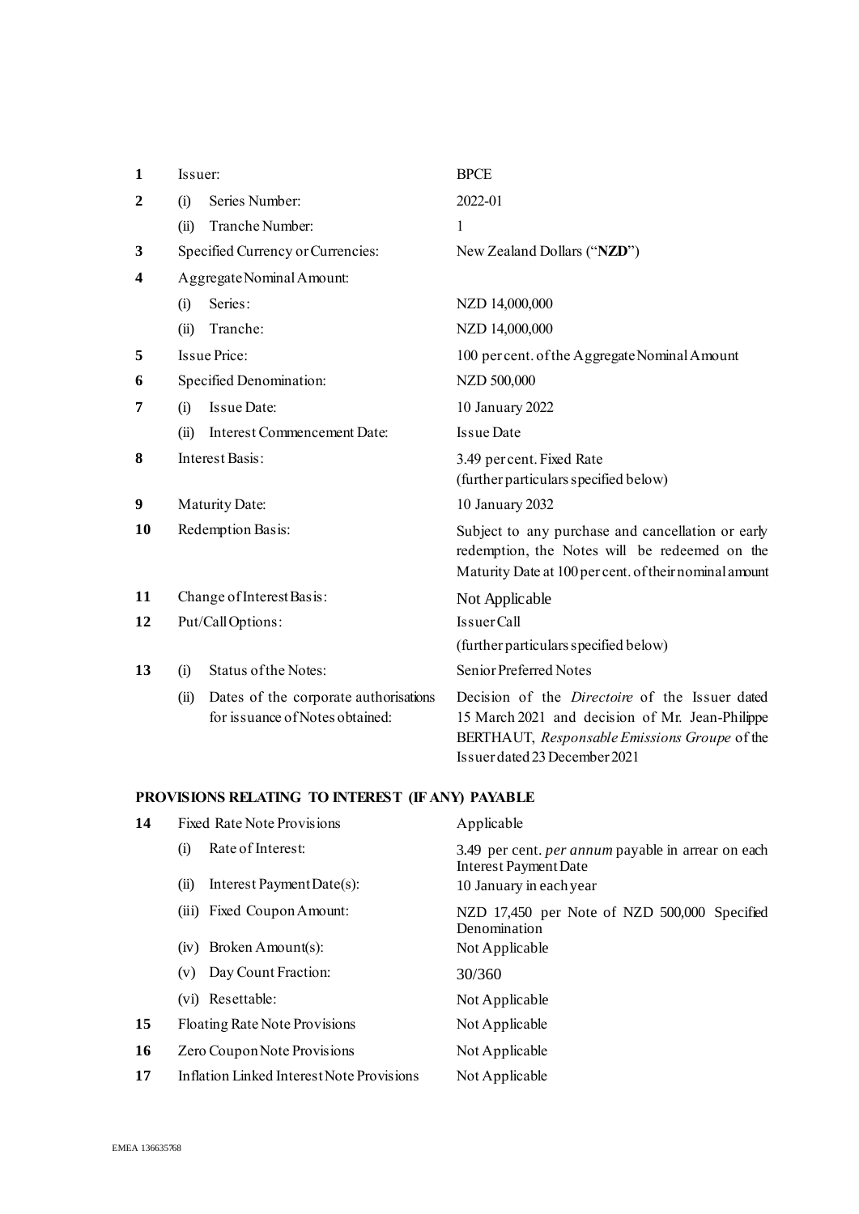| | | |
|---|---|---|
| **1** | Issuer: | BPCE |
| **2** | (i) Series Number: | 2022-01 |
| | (ii) Tranche Number: | 1 |
| **3** | Specified Currency or Currencies: | New Zealand Dollars ("**NZD**") |
| **4** | Aggregate Nominal Amount: | |
| | (i) Series: | NZD 14,000,000 |
| | (ii) Tranche: | NZD 14,000,000 |
| **5** | Issue Price: | 100 per cent. of the Aggregate Nominal Amount |
| **6** | Specified Denomination: | NZD 500,000 |
| **7** | (i) Issue Date: | 10 January 2022 |
| | (ii) Interest Commencement Date: | Issue Date |
| **8** | Interest Basis: | 3.49 per cent. Fixed Rate<br>(further particulars specified below) |
| **9** | Maturity Date: | 10 January 2032 |
| **10** | Redemption Basis: | Subject to any purchase and cancellation or early redemption, the Notes will be redeemed on the Maturity Date at 100 per cent. of their nominal amount |
| **11** | Change of Interest Basis: | Not Applicable |
| **12** | Put/Call Options: | Issuer Call<br>(further particulars specified below) |
| **13** | (i) Status of the Notes: | Senior Preferred Notes |
| | (ii) Dates of the corporate authorisations for issuance of Notes obtained: | Decision of the *Directoire* of the Issuer dated 15 March 2021 and decision of Mr. Jean-Philippe BERTHAUT, *Responsable Emissions Groupe* of the Issuer dated 23 December 2021 |

## PROVISIONS RELATING TO INTEREST (IF ANY) PAYABLE

| | | |
|---|---|---|
| **14** | Fixed Rate Note Provisions | Applicable |
| | (i) Rate of Interest: | 3.49 per cent. *per annum* payable in arrear on each Interest Payment Date |
| | (ii) Interest Payment Date(s): | 10 January in each year |
| | (iii) Fixed Coupon Amount: | NZD 17,450 per Note of NZD 500,000 Specified Denomination |
| | (iv) Broken Amount(s): | Not Applicable |
| | (v) Day Count Fraction: | 30/360 |
| | (vi) Resettable: | Not Applicable |
| **15** | Floating Rate Note Provisions | Not Applicable |
| **16** | Zero Coupon Note Provisions | Not Applicable |
| **17** | Inflation Linked Interest Note Provisions | Not Applicable |

EMEA 136635768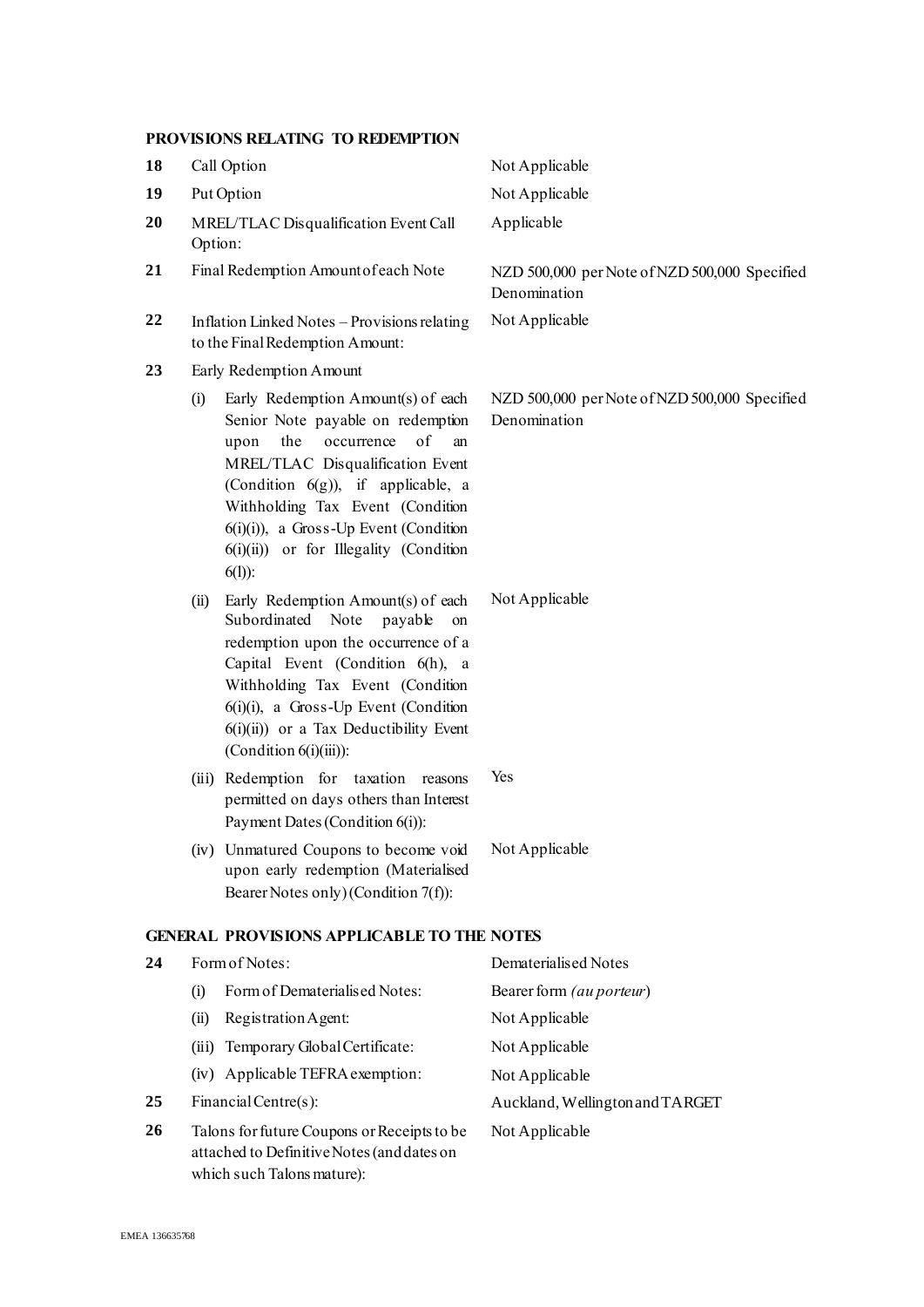**PROVISIONS RELATING TO REDEMPTION**

| | | |
|---|---|---|
| **18** | Call Option | Not Applicable |
| **19** | Put Option | Not Applicable |
| **20** | MREL/TLAC Disqualification Event Call Option: | Applicable |
| **21** | Final Redemption Amount of each Note | NZD 500,000 per Note of NZD 500,000 Specified Denomination |
| **22** | Inflation Linked Notes – Provisions relating to the Final Redemption Amount: | Not Applicable |
| **23** | Early Redemption Amount | |
| | (i) Early Redemption Amount(s) of each Senior Note payable on redemption upon the occurrence of an MREL/TLAC Disqualification Event (Condition 6(g)), if applicable, a Withholding Tax Event (Condition 6(i)(i)), a Gross-Up Event (Condition 6(i)(ii)) or for Illegality (Condition 6(l)): | NZD 500,000 per Note of NZD 500,000 Specified Denomination |
| | (ii) Early Redemption Amount(s) of each Subordinated Note payable on redemption upon the occurrence of a Capital Event (Condition 6(h), a Withholding Tax Event (Condition 6(i)(i), a Gross-Up Event (Condition 6(i)(ii)) or a Tax Deductibility Event (Condition 6(i)(iii)): | Not Applicable |
| | (iii) Redemption for taxation reasons permitted on days others than Interest Payment Dates (Condition 6(i)): | Yes |
| | (iv) Unmatured Coupons to become void upon early redemption (Materialised Bearer Notes only) (Condition 7(f)): | Not Applicable |

**GENERAL PROVISIONS APPLICABLE TO THE NOTES**

| | | |
|---|---|---|
| **24** | Form of Notes: | Dematerialised Notes |
| | (i) Form of Dematerialised Notes: | Bearer form *(au porteur)* |
| | (ii) Registration Agent: | Not Applicable |
| | (iii) Temporary Global Certificate: | Not Applicable |
| | (iv) Applicable TEFRA exemption: | Not Applicable |
| **25** | Financial Centre(s): | Auckland, Wellington and TARGET |
| **26** | Talons for future Coupons or Receipts to be attached to Definitive Notes (and dates on which such Talons mature): | Not Applicable |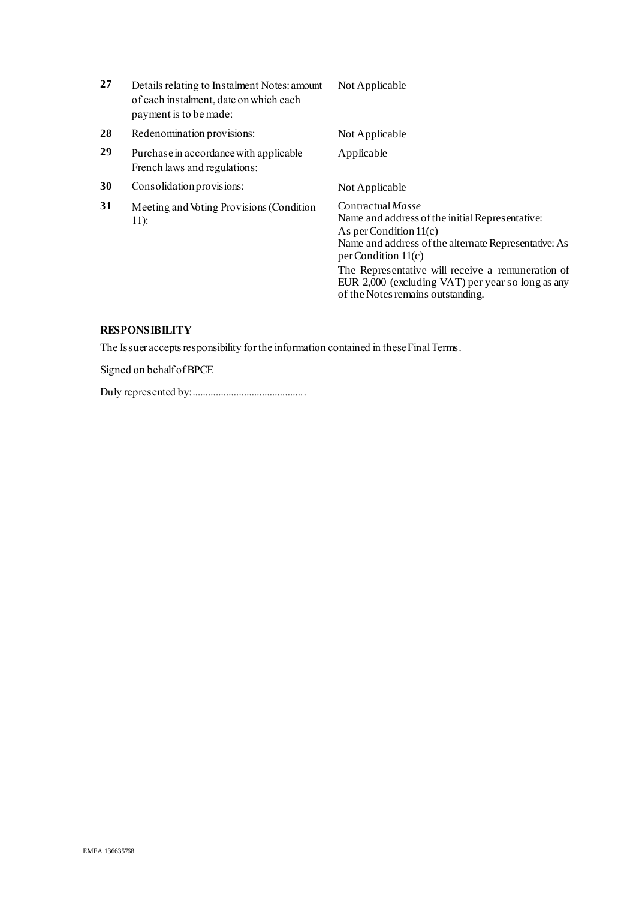| | | |
|---|---|---|
| **27** | Details relating to Instalment Notes: amount of each instalment, date on which each payment is to be made: | Not Applicable |
| **28** | Redenomination provisions: | Not Applicable |
| **29** | Purchase in accordance with applicable French laws and regulations: | Applicable |
| **30** | Consolidation provisions: | Not Applicable |
| **31** | Meeting and Voting Provisions (Condition 11): | Contractual *Masse*<br>Name and address of the initial Representative: As per Condition 11(c)<br>Name and address of the alternate Representative: As per Condition 11(c)<br>The Representative will receive a remuneration of EUR 2,000 (excluding VAT) per year so long as any of the Notes remains outstanding. |

**RESPONSIBILITY**

The Issuer accepts responsibility for the information contained in these Final Terms.

Signed on behalf of BPCE

Duly represented by: ...........................................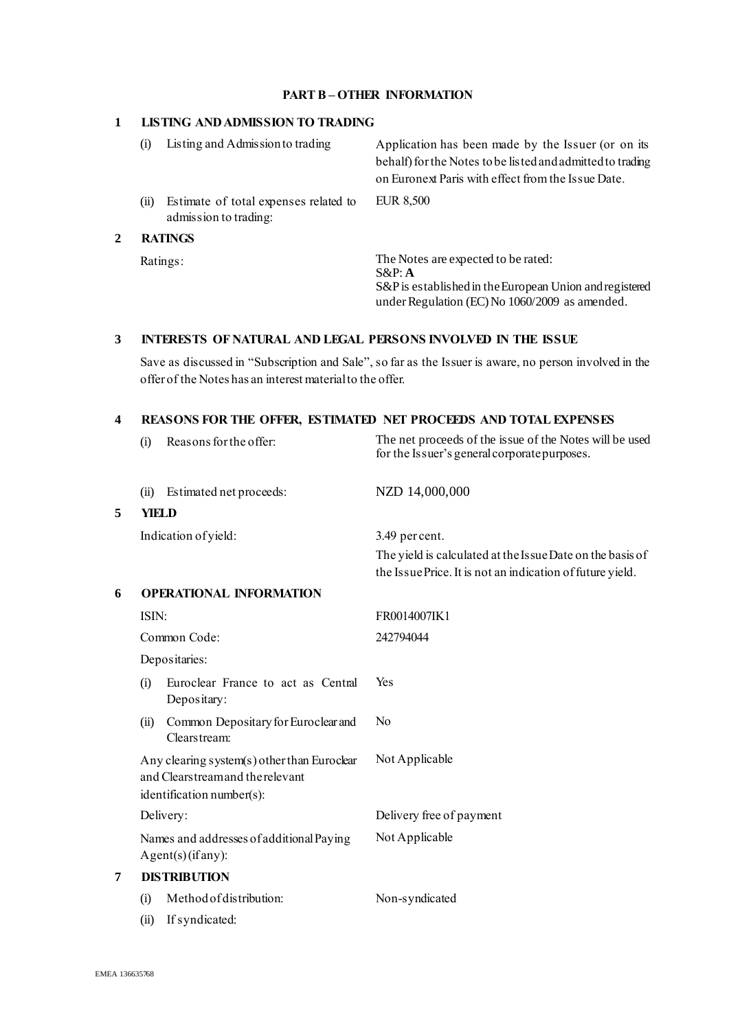## PART B – OTHER INFORMATION

### 1 LISTING AND ADMISSION TO TRADING

| | |
|---|---|
| (i) Listing and Admission to trading | Application has been made by the Issuer (or on its behalf) for the Notes to be listed and admitted to trading on Euronext Paris with effect from the Issue Date. |
| (ii) Estimate of total expenses related to admission to trading: | EUR 8,500 |

### 2 RATINGS

| | |
|---|---|
| Ratings: | The Notes are expected to be rated:<br>S&P: **A**<br>S&P is established in the European Union and registered under Regulation (EC) No 1060/2009 as amended. |

### 3 INTERESTS OF NATURAL AND LEGAL PERSONS INVOLVED IN THE ISSUE

Save as discussed in "Subscription and Sale", so far as the Issuer is aware, no person involved in the offer of the Notes has an interest material to the offer.

### 4 REASONS FOR THE OFFER, ESTIMATED NET PROCEEDS AND TOTAL EXPENSES

| | |
|---|---|
| (i) Reasons for the offer: | The net proceeds of the issue of the Notes will be used for the Issuer's general corporate purposes. |
| (ii) Estimated net proceeds: | NZD 14,000,000 |

### 5 YIELD

| | |
|---|---|
| Indication of yield: | 3.49 per cent.<br>The yield is calculated at the Issue Date on the basis of the Issue Price. It is not an indication of future yield. |

### 6 OPERATIONAL INFORMATION

| | |
|---|---|
| ISIN: | FR0014007IK1 |
| Common Code: | 242794044 |
| Depositaries: | |
| (i) Euroclear France to act as Central Depositary: | Yes |
| (ii) Common Depositary for Euroclear and Clearstream: | No |
| Any clearing system(s) other than Euroclear and Clearstream and the relevant identification number(s): | Not Applicable |
| Delivery: | Delivery free of payment |
| Names and addresses of additional Paying Agent(s) (if any): | Not Applicable |

### 7 DISTRIBUTION

| | |
|---|---|
| (i) Method of distribution: | Non-syndicated |
| (ii) If syndicated: | |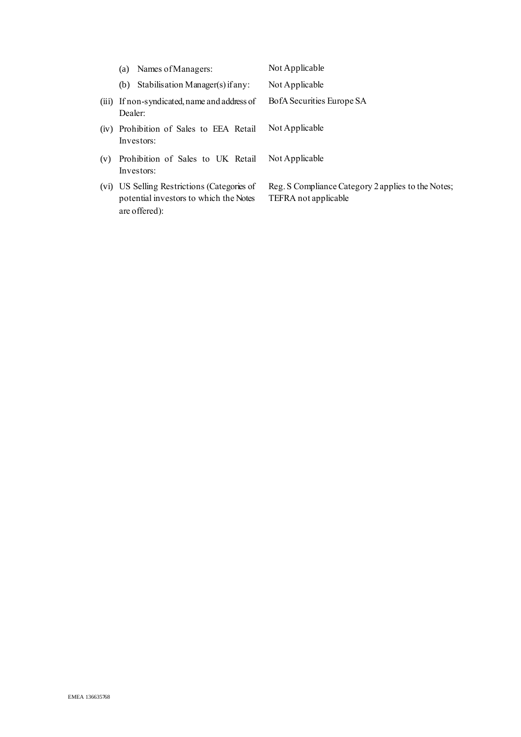| | |
|---|---|
| (a) Names of Managers: | Not Applicable |
| (b) Stabilisation Manager(s) if any: | Not Applicable |
| (iii) If non-syndicated, name and address of Dealer: | BofA Securities Europe SA |
| (iv) Prohibition of Sales to EEA Retail Investors: | Not Applicable |
| (v) Prohibition of Sales to UK Retail Investors: | Not Applicable |
| (vi) US Selling Restrictions (Categories of potential investors to which the Notes are offered): | Reg. S Compliance Category 2 applies to the Notes; TEFRA not applicable |

EMEA 136635768